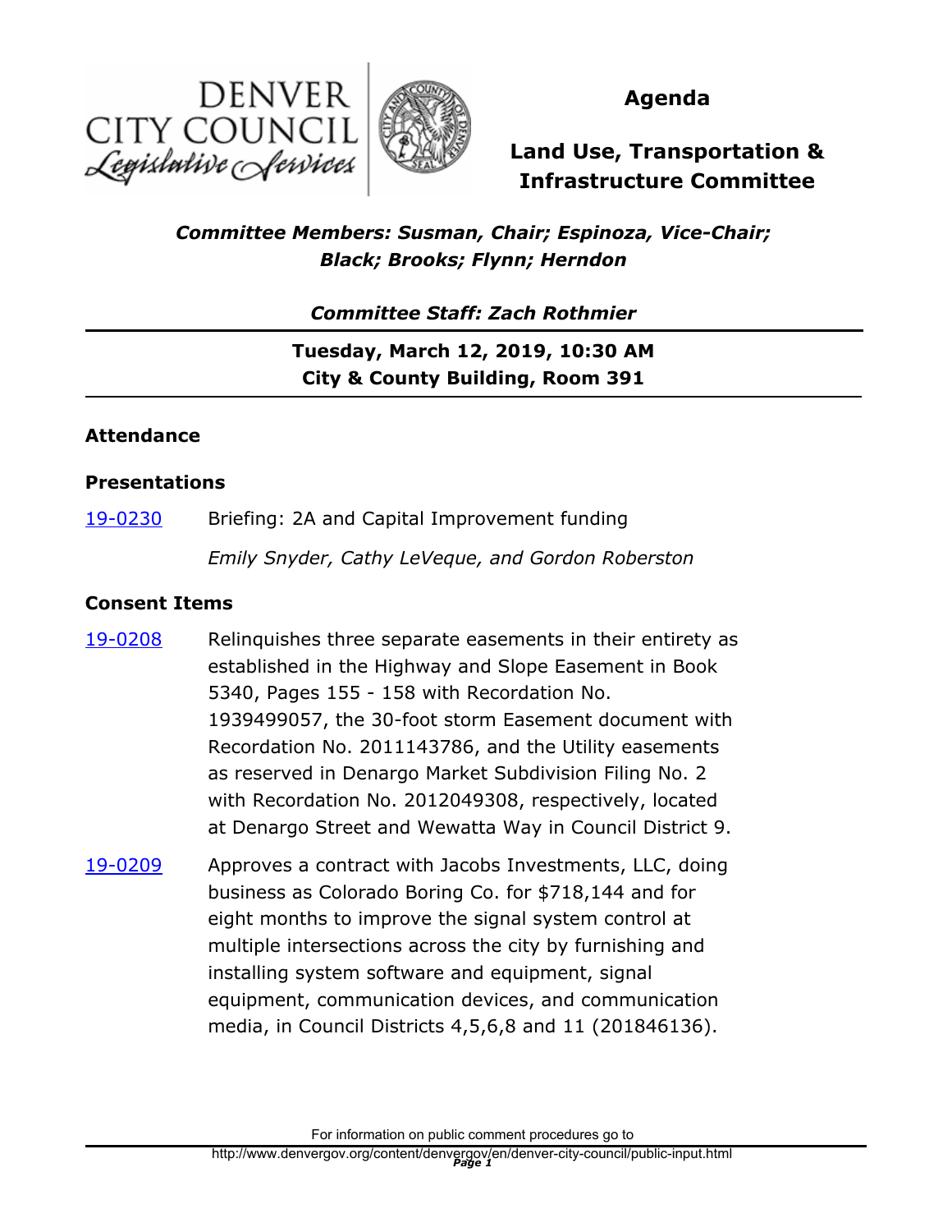DENVER CITY COUNCIL
*Legislative Services*

# Agenda

# Land Use, Transportation & Infrastructure Committee

***Committee Members: Susman, Chair; Espinoza, Vice-Chair; Black; Brooks; Flynn; Herndon***

***Committee Staff: Zach Rothmier***

**Tuesday, March 12, 2019, 10:30 AM**
**City & County Building, Room 391**

## Attendance

## Presentations

19-0230 Briefing: 2A and Capital Improvement funding

*Emily Snyder, Cathy LeVeque, and Gordon Roberston*

## Consent Items

19-0208 Relinquishes three separate easements in their entirety as established in the Highway and Slope Easement in Book 5340, Pages 155 - 158 with Recordation No. 1939499057, the 30-foot storm Easement document with Recordation No. 2011143786, and the Utility easements as reserved in Denargo Market Subdivision Filing No. 2 with Recordation No. 2012049308, respectively, located at Denargo Street and Wewatta Way in Council District 9.

19-0209 Approves a contract with Jacobs Investments, LLC, doing business as Colorado Boring Co. for $718,144 and for eight months to improve the signal system control at multiple intersections across the city by furnishing and installing system software and equipment, signal equipment, communication devices, and communication media, in Council Districts 4,5,6,8 and 11 (201846136).

For information on public comment procedures go to
http://www.denvergov.org/content/denvergov/en/denver-city-council/public-input.html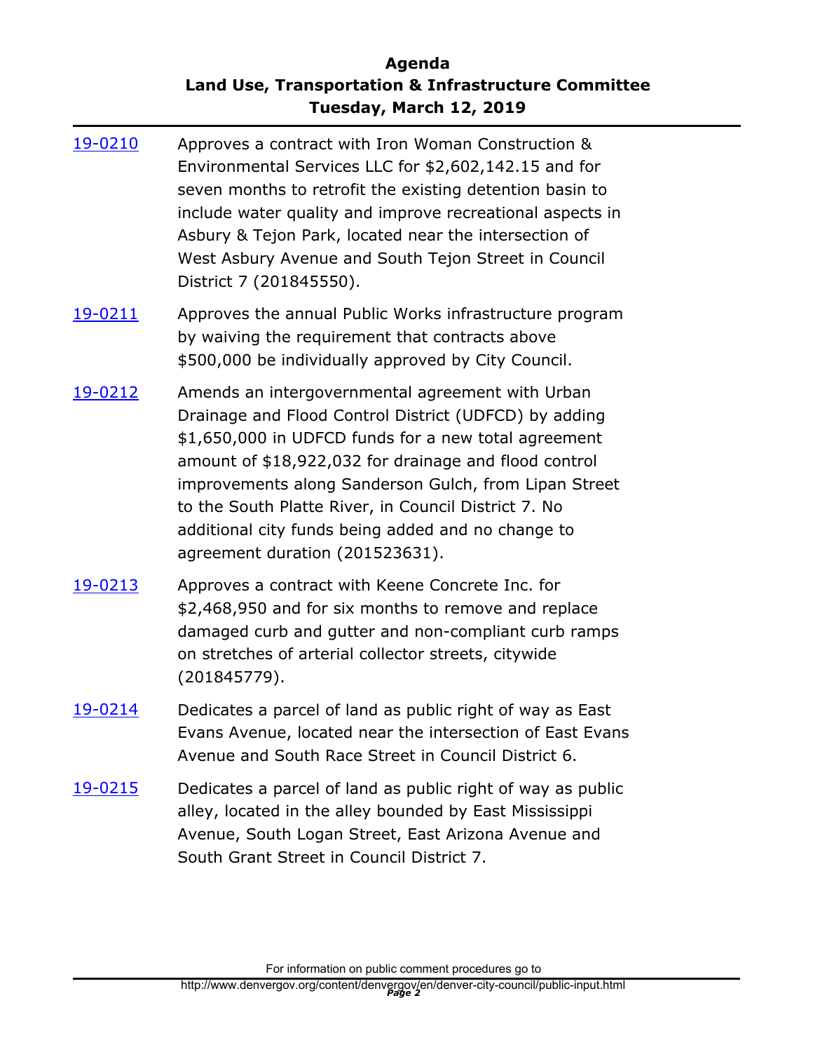**Agenda**
**Land Use, Transportation & Infrastructure Committee**
**Tuesday, March 12, 2019**

19-0210 Approves a contract with Iron Woman Construction & Environmental Services LLC for $2,602,142.15 and for seven months to retrofit the existing detention basin to include water quality and improve recreational aspects in Asbury & Tejon Park, located near the intersection of West Asbury Avenue and South Tejon Street in Council District 7 (201845550).

19-0211 Approves the annual Public Works infrastructure program by waiving the requirement that contracts above $500,000 be individually approved by City Council.

19-0212 Amends an intergovernmental agreement with Urban Drainage and Flood Control District (UDFCD) by adding $1,650,000 in UDFCD funds for a new total agreement amount of $18,922,032 for drainage and flood control improvements along Sanderson Gulch, from Lipan Street to the South Platte River, in Council District 7. No additional city funds being added and no change to agreement duration (201523631).

19-0213 Approves a contract with Keene Concrete Inc. for $2,468,950 and for six months to remove and replace damaged curb and gutter and non-compliant curb ramps on stretches of arterial collector streets, citywide (201845779).

19-0214 Dedicates a parcel of land as public right of way as East Evans Avenue, located near the intersection of East Evans Avenue and South Race Street in Council District 6.

19-0215 Dedicates a parcel of land as public right of way as public alley, located in the alley bounded by East Mississippi Avenue, South Logan Street, East Arizona Avenue and South Grant Street in Council District 7.

For information on public comment procedures go to http://www.denvergov.org/content/denvergov/en/denver-city-council/public-input.html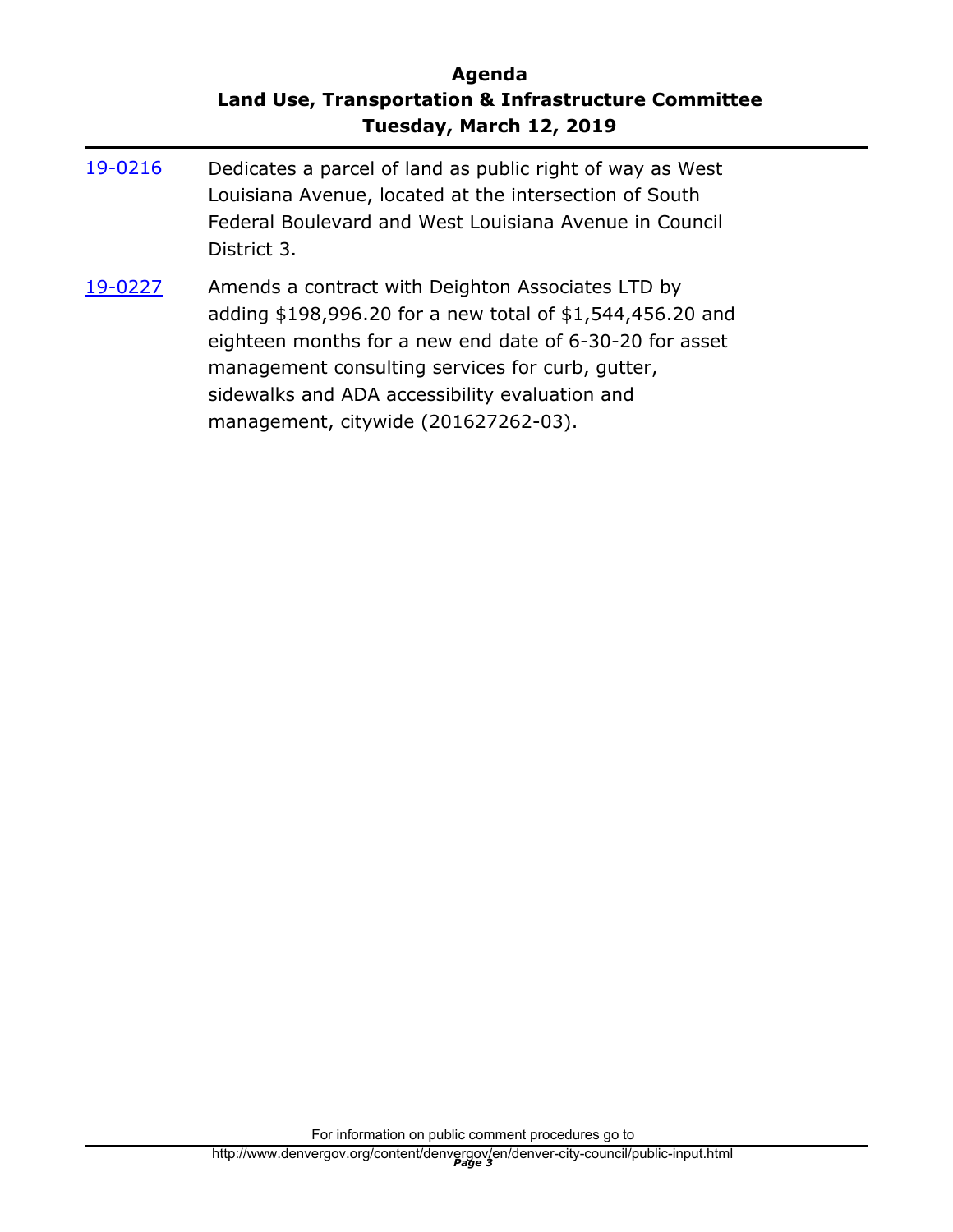19-0216 Dedicates a parcel of land as public right of way as West Louisiana Avenue, located at the intersection of South Federal Boulevard and West Louisiana Avenue in Council District 3.

19-0227 Amends a contract with Deighton Associates LTD by adding $198,996.20 for a new total of $1,544,456.20 and eighteen months for a new end date of 6-30-20 for asset management consulting services for curb, gutter, sidewalks and ADA accessibility evaluation and management, citywide (201627262-03).